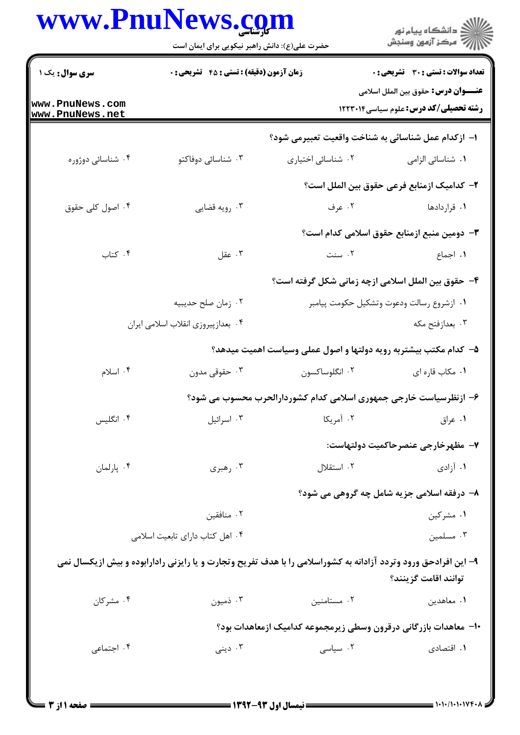**کارشناسی**

حضرت علی(ع): دانش راهبر نیکویی برای ایمان است

دانشگاه پیام نور
مرکز آزمون وسنجش

**سری سوال:** یک ۱

**زمان آزمون (دقیقه) : تستی : ۴۵ تشریحی : ۰**

**تعداد سوالات : تستی : ۳۰ تشریحی : ۰**

**عنـــوان درس:** حقوق بین الملل اسلامی

**رشته تحصیلی/کد درس:** علوم سیاسی ۱۲۲۳۰۱۴

---

**۱- ازکدام عمل شناسائی به شناخت واقعیت تعبیرمی شود؟**

۱. شناسائی الزامی
۲. شناسائی اختیاری
۳. شناسائی دوفاکتو
۴. شناسائی دوژوره

**۲- کدامیک ازمنابع فرعی حقوق بین الملل است؟**

۱. قراردادها
۲. عرف
۳. رویه قضایی
۴. اصول کلی حقوق

**۳- دومین منبع ازمنابع حقوق اسلامی کدام است؟**

۱. اجماع
۲. سنت
۳. عقل
۴. کتاب

**۴- حقوق بین الملل اسلامی ازچه زمانی شکل گرفته است؟**

۱. ازشروع رسالت ودعوت وتشکیل حکومت پیامبر
۲. زمان صلح حدیبیه
۳. بعدازفتح مکه
۴. بعدازپیروزی انقلاب اسلامی ایران

**۵- کدام مکتب بیشتربه رویه دولتها و اصول عملی وسیاست اهمیت میدهد؟**

۱. مکاب قاره ای
۲. انگلوساکسون
۳. حقوقی مدون
۴. اسلام

**۶- ازنظرسیاست خارجی جمهوری اسلامی کدام کشوردارالحرب محسوب می شود؟**

۱. عراق
۲. آمریکا
۳. اسرائیل
۴. انگلیس

**۷- مظهرخارجی عنصرحاکمیت دولتهاست:**

۱. آزادی
۲. استقلال
۳. رهبری
۴. پارلمان

**۸- درفقه اسلامی جزیه شامل چه گروهی می شود؟**

۱. مشرکین
۲. منافقین
۳. مسلمین
۴. اهل کتاب دارای تابعیت اسلامی

**۹- این افرادحق ورود وتردد آزادانه به کشوراسلامی را با هدف تفریح وتجارت و یا رایزنی رادارابوده و بیش ازیکسال نمی توانند اقامت گزینند؟**

۱. معاهدین
۲. مستامنین
۳. ذمیون
۴. مشرکان

**۱۰- معاهدات بازرگانی درقرون وسطی زیرمجموعه کدامیک ازمعاهدات بود؟**

۱. اقتصادی
۲. سیاسی
۳. دینی
۴. اجتماعی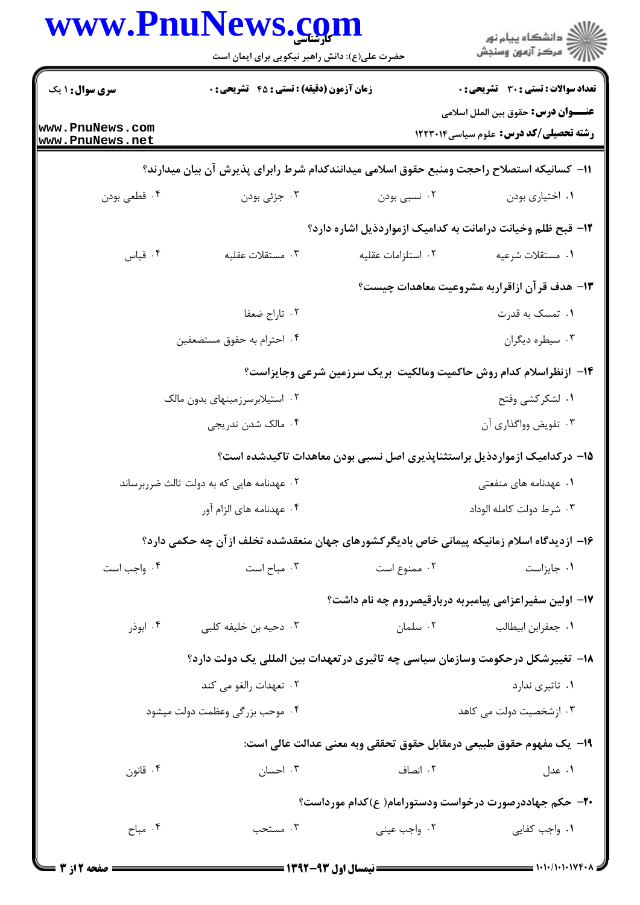**سری سوال:** ۱ یک | **زمان آزمون (دقیقه) : تستی :** ۴۵ **تشریحی :** ۰ | **تعداد سوالات : تستی :** ۳۰ **تشریحی :** ۰

**عنـــوان درس:** حقوق بین الملل اسلامی

**رشته تحصیلی/کد درس:** علوم سیاسی۱۲۲۳۰۱۴

۱۱- کسانیکه استصلاح راحجت ومنبع حقوق اسلامی میدانندکدام شرط رابرای پذیرش آن بیان میدارند؟

۱. اختیاری بودن
۲. نسبی بودن
۳. جزئی بودن
۴. قطعی بودن

۱۲- قبح ظلم وخیانت درامانت به کدامیک ازمواردذیل اشاره دارد؟

۱. مستقلات شرعیه
۲. استلزامات عقلیه
۳. مستقلات عقلیه
۴. قیاس

۱۳- هدف قرآن ازاقراربه مشروعیت معاهدات چیست؟

۱. تمسک به قدرت
۲. تاراج ضعفا
۳. سیطره دیگران
۴. احترام به حقوق مستضعفین

۱۴- ازنظراسلام کدام روش حاکمیت ومالکیت بریک سرزمین شرعی وجایزاست؟

۱. لشکرکشی وفتح
۲. استیلابرسرزمینهای بدون مالک
۳. تفویض وواگذاری آن
۴. مالک شدن تدریجی

۱۵- درکدامیک ازمواردذیل براستثناپذیری اصل نسبی بودن معاهدات تاکیدشده است؟

۱. عهدنامه های منفعتی
۲. عهدنامه هایی که به دولت ثالث ضرربرساند
۳. شرط دولت کامله الوداد
۴. عهدنامه های الزام آور

۱۶- ازدیدگاه اسلام زمانیکه پیمانی خاص بادیگرکشورهای جهان منعقدشده تخلف ازآن چه حکمی دارد؟

۱. جایزاست
۲. ممنوع است
۳. مباح است
۴. واجب است

۱۷- اولین سفیراعزامی پیامبربه دربارقیصرروم چه نام داشت؟

۱. جعفرابن ابیطالب
۲. سلمان
۳. دحیه بن خلیفه کلبی
۴. ابوذر

۱۸- تغییرشکل درحکومت وسازمان سیاسی چه تاثیری درتعهدات بین المللی یک دولت دارد؟

۱. تاثیری ندارد
۲. تعهدات رالغو می کند
۳. ازشخصیت دولت می کاهد
۴. موجب بزرگی وعظمت دولت میشود

۱۹- یک مفهوم حقوق طبیعی درمقابل حقوق تحققی وبه معنی عدالت عالی است:

۱. عدل
۲. انصاف
۳. احسان
۴. قانون

۲۰- حکم جهاددرصورت درخواست ودستورامام( ع)کدام مورداست؟

۱. واجب کفایی
۲. واجب عینی
۳. مستحب
۴. مباح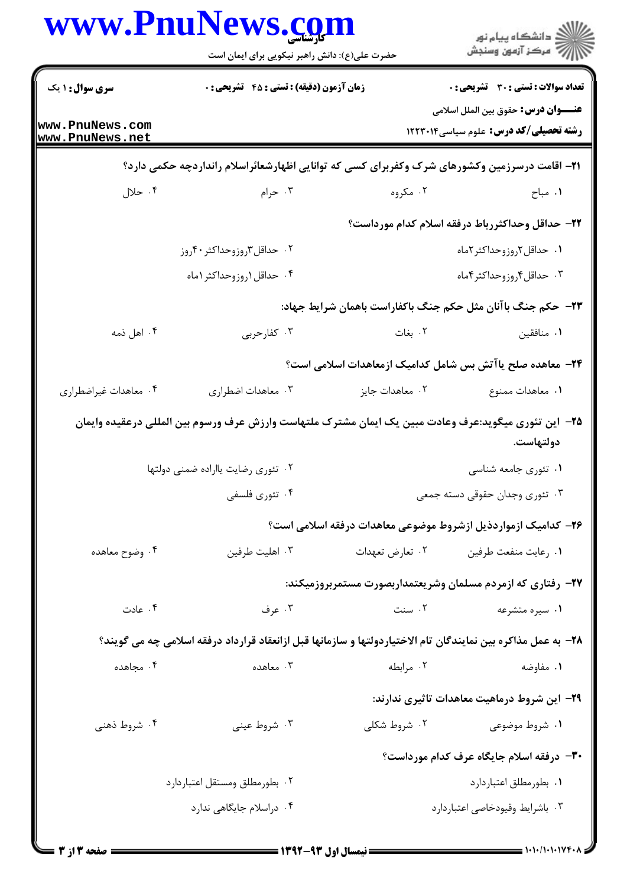۲۱- اقامت درسرزمین وکشورهای شرک وکفربرای کسی که توانایی اظهارشعائراسلام راندارد‌چه حکمی دارد؟

۱. مباح ۲. مکروه ۳. حرام ۴. حلال

۲۲- حداقل وحداکثررباط درفقه اسلام کدام مورداست؟

۱. حداقل۲روزوحداکثر۲ماه ۲. حداقل۳روزوحداکثر۴۰روز ۳. حداقل۴روزوحداکثر۴ماه ۴. حداقل۱روزوحداکثر۱ماه

۲۳- حکم جنگ باآنان مثل حکم جنگ باکفاراست باهمان شرایط جهاد:

۱. منافقین ۲. بغات ۳. کفارحربی ۴. اهل ذمه

۲۴- معاهده صلح یاآتش بس شامل کدامیک ازمعاهدات اسلامی است؟

۱. معاهدات ممنوع ۲. معاهدات جایز ۳. معاهدات اضطراری ۴. معاهدات غیراضطراری

۲۵- این تئوری میگوید:عرف وعادت مبین یک ایمان مشترک ملتهاست وارزش عرف ورسوم بین المللی درعقیده وایمان دولتهاست.

۱. تئوری جامعه شناسی ۲. تئوری رضایت یااراده ضمنی دولتها ۳. تئوری وجدان حقوقی دسته جمعی ۴. تئوری فلسفی

۲۶- کدامیک ازمواردذیل ازشروط موضوعی معاهدات درفقه اسلامی است؟

۱. رعایت منفعت طرفین ۲. تعارض تعهدات ۳. اهلیت طرفین ۴. وضوح معاهده

۲۷- رفتاری که ازمردم مسلمان وشریعتمداربصورت مستمربروزمیکند:

۱. سیره متشرعه ۲. سنت ۳. عرف ۴. عادت

۲۸- به عمل مذاکره بین نمایندگان تام الاختیاردولتها و سازمانها قبل ازانعقاد قرارداد درفقه اسلامی چه می گویند؟

۱. مفاوضه ۲. مرابطه ۳. معاهده ۴. مجاهده

۲۹- این شروط درماهیت معاهدات تاثیری ندارند:

۱. شروط موضوعی ۲. شروط شکلی ۳. شروط عینی ۴. شروط ذهنی

۳۰- درفقه اسلام جایگاه عرف کدام مورداست؟

۱. بطورمطلق اعتباردارد ۲. بطورمطلق ومستقل اعتباردارد ۳. باشرایط وقیودخاصی اعتباردارد ۴. دراسلام جایگاهی ندارد